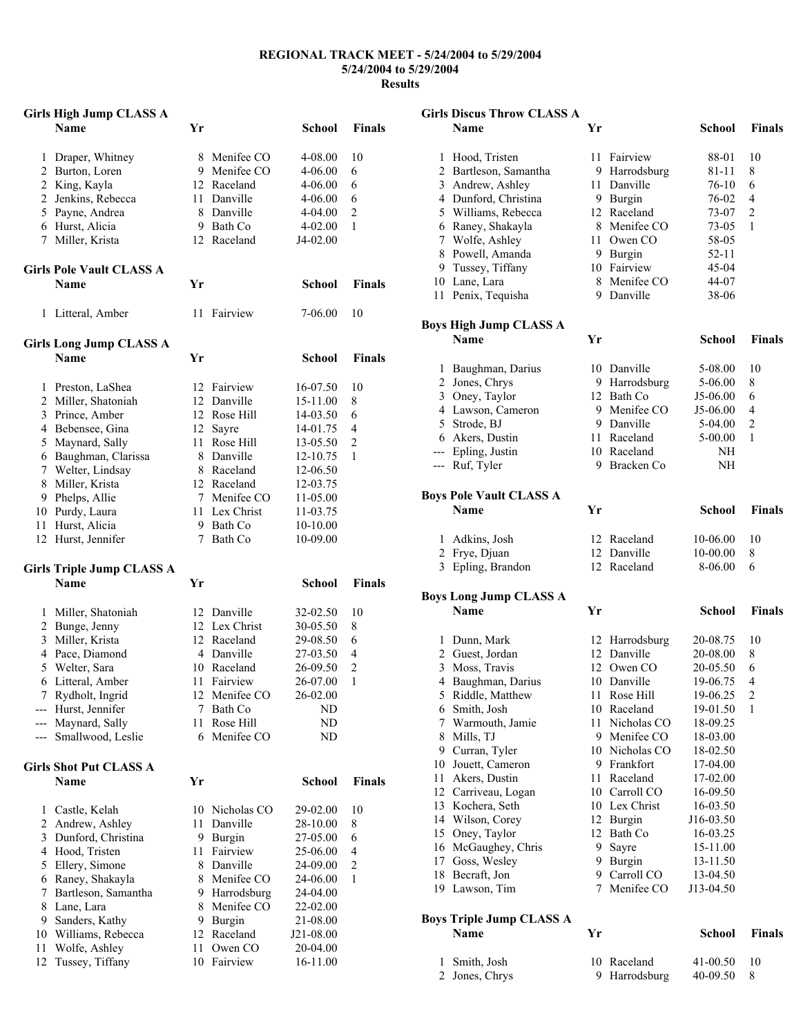# REGIONAL TRACK MEET - 5/24/2004 to 5/29/2004

**5/24/2004 to 5/29/2004**

**Results**

### Girls High Jump CLASS A

| | Name | Yr | School | | Finals |
|---|---|---|---|---|---|
| 1 | Draper, Whitney | 8 | Menifee CO | 4-08.00 | 10 |
| 2 | Burton, Loren | 9 | Menifee CO | 4-06.00 | 6 |
| 2 | King, Kayla | 12 | Raceland | 4-06.00 | 6 |
| 2 | Jenkins, Rebecca | 11 | Danville | 4-06.00 | 6 |
| 5 | Payne, Andrea | 8 | Danville | 4-04.00 | 2 |
| 6 | Hurst, Alicia | 9 | Bath Co | 4-02.00 | 1 |
| 7 | Miller, Krista | 12 | Raceland | J4-02.00 | |

### Girls Pole Vault CLASS A

| | Name | Yr | School | | Finals |
|---|---|---|---|---|---|
| 1 | Litteral, Amber | 11 | Fairview | 7-06.00 | 10 |

### Girls Long Jump CLASS A

| | Name | Yr | School | | Finals |
|---|---|---|---|---|---|
| 1 | Preston, LaShea | 12 | Fairview | 16-07.50 | 10 |
| 2 | Miller, Shatoniah | 12 | Danville | 15-11.00 | 8 |
| 3 | Prince, Amber | 12 | Rose Hill | 14-03.50 | 6 |
| 4 | Bebensee, Gina | 12 | Sayre | 14-01.75 | 4 |
| 5 | Maynard, Sally | 11 | Rose Hill | 13-05.50 | 2 |
| 6 | Baughman, Clarissa | 8 | Danville | 12-10.75 | 1 |
| 7 | Welter, Lindsay | 8 | Raceland | 12-06.50 | |
| 8 | Miller, Krista | 12 | Raceland | 12-03.75 | |
| 9 | Phelps, Allie | 7 | Menifee CO | 11-05.00 | |
| 10 | Purdy, Laura | 11 | Lex Christ | 11-03.75 | |
| 11 | Hurst, Alicia | 9 | Bath Co | 10-10.00 | |
| 12 | Hurst, Jennifer | 7 | Bath Co | 10-09.00 | |

### Girls Triple Jump CLASS A

| | Name | Yr | School | | Finals |
|---|---|---|---|---|---|
| 1 | Miller, Shatoniah | 12 | Danville | 32-02.50 | 10 |
| 2 | Bunge, Jenny | 12 | Lex Christ | 30-05.50 | 8 |
| 3 | Miller, Krista | 12 | Raceland | 29-08.50 | 6 |
| 4 | Pace, Diamond | 4 | Danville | 27-03.50 | 4 |
| 5 | Welter, Sara | 10 | Raceland | 26-09.50 | 2 |
| 6 | Litteral, Amber | 11 | Fairview | 26-07.00 | 1 |
| 7 | Rydholt, Ingrid | 12 | Menifee CO | 26-02.00 | |
| --- | Hurst, Jennifer | 7 | Bath Co | ND | |
| --- | Maynard, Sally | 11 | Rose Hill | ND | |
| --- | Smallwood, Leslie | 6 | Menifee CO | ND | |

### Girls Shot Put CLASS A

| | Name | Yr | School | | Finals |
|---|---|---|---|---|---|
| 1 | Castle, Kelah | 10 | Nicholas CO | 29-02.00 | 10 |
| 2 | Andrew, Ashley | 11 | Danville | 28-10.00 | 8 |
| 3 | Dunford, Christina | 9 | Burgin | 27-05.00 | 6 |
| 4 | Hood, Tristen | 11 | Fairview | 25-06.00 | 4 |
| 5 | Ellery, Simone | 8 | Danville | 24-09.00 | 2 |
| 6 | Raney, Shakayla | 8 | Menifee CO | 24-06.00 | 1 |
| 7 | Bartleson, Samantha | 9 | Harrodsburg | 24-04.00 | |
| 8 | Lane, Lara | 8 | Menifee CO | 22-02.00 | |
| 9 | Sanders, Kathy | 9 | Burgin | 21-08.00 | |
| 10 | Williams, Rebecca | 12 | Raceland | J21-08.00 | |
| 11 | Wolfe, Ashley | 11 | Owen CO | 20-04.00 | |
| 12 | Tussey, Tiffany | 10 | Fairview | 16-11.00 | |

### Girls Discus Throw CLASS A

| | Name | Yr | School | | Finals |
|---|---|---|---|---|---|
| 1 | Hood, Tristen | 11 | Fairview | 88-01 | 10 |
| 2 | Bartleson, Samantha | 9 | Harrodsburg | 81-11 | 8 |
| 3 | Andrew, Ashley | 11 | Danville | 76-10 | 6 |
| 4 | Dunford, Christina | 9 | Burgin | 76-02 | 4 |
| 5 | Williams, Rebecca | 12 | Raceland | 73-07 | 2 |
| 6 | Raney, Shakayla | 8 | Menifee CO | 73-05 | 1 |
| 7 | Wolfe, Ashley | 11 | Owen CO | 58-05 | |
| 8 | Powell, Amanda | 9 | Burgin | 52-11 | |
| 9 | Tussey, Tiffany | 10 | Fairview | 45-04 | |
| 10 | Lane, Lara | 8 | Menifee CO | 44-07 | |
| 11 | Penix, Tequisha | 9 | Danville | 38-06 | |

### Boys High Jump CLASS A

| | Name | Yr | School | | Finals |
|---|---|---|---|---|---|
| 1 | Baughman, Darius | 10 | Danville | 5-08.00 | 10 |
| 2 | Jones, Chrys | 9 | Harrodsburg | 5-06.00 | 8 |
| 3 | Oney, Taylor | 12 | Bath Co | J5-06.00 | 6 |
| 4 | Lawson, Cameron | 9 | Menifee CO | J5-06.00 | 4 |
| 5 | Strode, BJ | 9 | Danville | 5-04.00 | 2 |
| 6 | Akers, Dustin | 11 | Raceland | 5-00.00 | 1 |
| --- | Epling, Justin | 10 | Raceland | NH | |
| --- | Ruf, Tyler | 9 | Bracken Co | NH | |

### Boys Pole Vault CLASS A

| | Name | Yr | School | | Finals |
|---|---|---|---|---|---|
| 1 | Adkins, Josh | 12 | Raceland | 10-06.00 | 10 |
| 2 | Frye, Djuan | 12 | Danville | 10-00.00 | 8 |
| 3 | Epling, Brandon | 12 | Raceland | 8-06.00 | 6 |

### Boys Long Jump CLASS A

| | Name | Yr | School | | Finals |
|---|---|---|---|---|---|
| 1 | Dunn, Mark | 12 | Harrodsburg | 20-08.75 | 10 |
| 2 | Guest, Jordan | 12 | Danville | 20-08.00 | 8 |
| 3 | Moss, Travis | 12 | Owen CO | 20-05.50 | 6 |
| 4 | Baughman, Darius | 10 | Danville | 19-06.75 | 4 |
| 5 | Riddle, Matthew | 11 | Rose Hill | 19-06.25 | 2 |
| 6 | Smith, Josh | 10 | Raceland | 19-01.50 | 1 |
| 7 | Warmouth, Jamie | 11 | Nicholas CO | 18-09.25 | |
| 8 | Mills, TJ | 9 | Menifee CO | 18-03.00 | |
| 9 | Curran, Tyler | 10 | Nicholas CO | 18-02.50 | |
| 10 | Jouett, Cameron | 9 | Frankfort | 17-04.00 | |
| 11 | Akers, Dustin | 11 | Raceland | 17-02.00 | |
| 12 | Carriveau, Logan | 10 | Carroll CO | 16-09.50 | |
| 13 | Kochera, Seth | 10 | Lex Christ | 16-03.50 | |
| 14 | Wilson, Corey | 12 | Burgin | J16-03.50 | |
| 15 | Oney, Taylor | 12 | Bath Co | 16-03.25 | |
| 16 | McGaughey, Chris | 9 | Sayre | 15-11.00 | |
| 17 | Goss, Wesley | 9 | Burgin | 13-11.50 | |
| 18 | Becraft, Jon | 9 | Carroll CO | 13-04.50 | |
| 19 | Lawson, Tim | 7 | Menifee CO | J13-04.50 | |

### Boys Triple Jump CLASS A

| | Name | Yr | School | | Finals |
|---|---|---|---|---|---|
| 1 | Smith, Josh | 10 | Raceland | 41-00.50 | 10 |
| 2 | Jones, Chrys | 9 | Harrodsburg | 40-09.50 | 8 |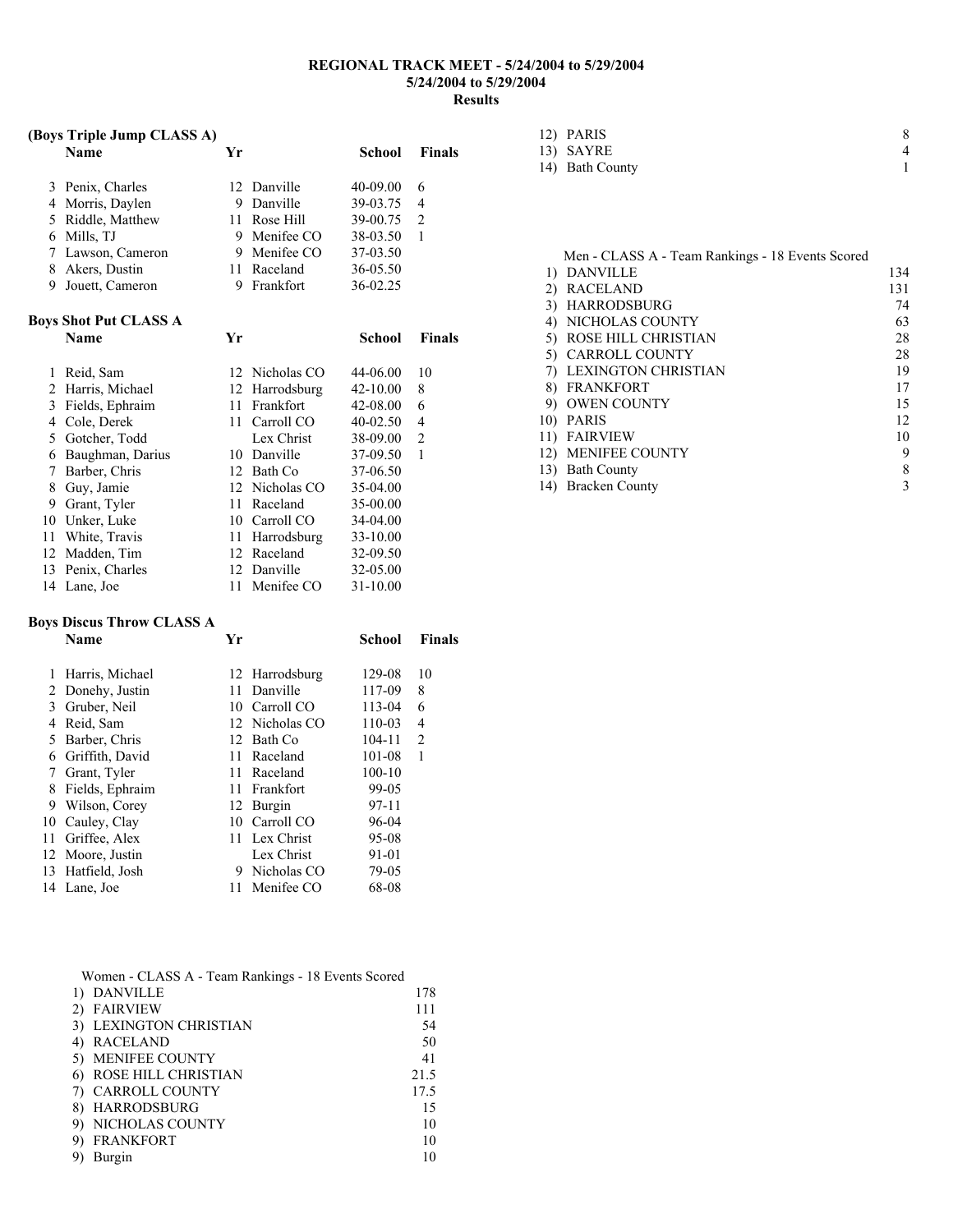# REGIONAL TRACK MEET - 5/24/2004 to 5/29/2004
## 5/24/2004 to 5/29/2004
## Results

### (Boys Triple Jump CLASS A)

| | Name | Yr | School | Finals | |
|---|---|---|---|---|---|
| 3 | Penix, Charles | 12 | Danville | 40-09.00 | 6 |
| 4 | Morris, Daylen | 9 | Danville | 39-03.75 | 4 |
| 5 | Riddle, Matthew | 11 | Rose Hill | 39-00.75 | 2 |
| 6 | Mills, TJ | 9 | Menifee CO | 38-03.50 | 1 |
| 7 | Lawson, Cameron | 9 | Menifee CO | 37-03.50 | |
| 8 | Akers, Dustin | 11 | Raceland | 36-05.50 | |
| 9 | Jouett, Cameron | 9 | Frankfort | 36-02.25 | |

### Boys Shot Put CLASS A

| | Name | Yr | School | Finals | |
|---|---|---|---|---|---|
| 1 | Reid, Sam | 12 | Nicholas CO | 44-06.00 | 10 |
| 2 | Harris, Michael | 12 | Harrodsburg | 42-10.00 | 8 |
| 3 | Fields, Ephraim | 11 | Frankfort | 42-08.00 | 6 |
| 4 | Cole, Derek | 11 | Carroll CO | 40-02.50 | 4 |
| 5 | Gotcher, Todd | | Lex Christ | 38-09.00 | 2 |
| 6 | Baughman, Darius | 10 | Danville | 37-09.50 | 1 |
| 7 | Barber, Chris | 12 | Bath Co | 37-06.50 | |
| 8 | Guy, Jamie | 12 | Nicholas CO | 35-04.00 | |
| 9 | Grant, Tyler | 11 | Raceland | 35-00.00 | |
| 10 | Unker, Luke | 10 | Carroll CO | 34-04.00 | |
| 11 | White, Travis | 11 | Harrodsburg | 33-10.00 | |
| 12 | Madden, Tim | 12 | Raceland | 32-09.50 | |
| 13 | Penix, Charles | 12 | Danville | 32-05.00 | |
| 14 | Lane, Joe | 11 | Menifee CO | 31-10.00 | |

### Boys Discus Throw CLASS A

| | Name | Yr | School | Finals | |
|---|---|---|---|---|---|
| 1 | Harris, Michael | 12 | Harrodsburg | 129-08 | 10 |
| 2 | Donehy, Justin | 11 | Danville | 117-09 | 8 |
| 3 | Gruber, Neil | 10 | Carroll CO | 113-04 | 6 |
| 4 | Reid, Sam | 12 | Nicholas CO | 110-03 | 4 |
| 5 | Barber, Chris | 12 | Bath Co | 104-11 | 2 |
| 6 | Griffith, David | 11 | Raceland | 101-08 | 1 |
| 7 | Grant, Tyler | 11 | Raceland | 100-10 | |
| 8 | Fields, Ephraim | 11 | Frankfort | 99-05 | |
| 9 | Wilson, Corey | 12 | Burgin | 97-11 | |
| 10 | Cauley, Clay | 10 | Carroll CO | 96-04 | |
| 11 | Griffee, Alex | 11 | Lex Christ | 95-08 | |
| 12 | Moore, Justin | | Lex Christ | 91-01 | |
| 13 | Hatfield, Josh | 9 | Nicholas CO | 79-05 | |
| 14 | Lane, Joe | 11 | Menifee CO | 68-08 | |

Women - CLASS A - Team Rankings - 18 Events Scored

| | | |
|---|---|---|
| 1) | DANVILLE | 178 |
| 2) | FAIRVIEW | 111 |
| 3) | LEXINGTON CHRISTIAN | 54 |
| 4) | RACELAND | 50 |
| 5) | MENIFEE COUNTY | 41 |
| 6) | ROSE HILL CHRISTIAN | 21.5 |
| 7) | CARROLL COUNTY | 17.5 |
| 8) | HARRODSBURG | 15 |
| 9) | NICHOLAS COUNTY | 10 |
| 9) | FRANKFORT | 10 |
| 9) | Burgin | 10 |
| 12) | PARIS | 8 |
| 13) | SAYRE | 4 |
| 14) | Bath County | 1 |

Men - CLASS A - Team Rankings - 18 Events Scored

| | | |
|---|---|---|
| 1) | DANVILLE | 134 |
| 2) | RACELAND | 131 |
| 3) | HARRODSBURG | 74 |
| 4) | NICHOLAS COUNTY | 63 |
| 5) | ROSE HILL CHRISTIAN | 28 |
| 5) | CARROLL COUNTY | 28 |
| 7) | LEXINGTON CHRISTIAN | 19 |
| 8) | FRANKFORT | 17 |
| 9) | OWEN COUNTY | 15 |
| 10) | PARIS | 12 |
| 11) | FAIRVIEW | 10 |
| 12) | MENIFEE COUNTY | 9 |
| 13) | Bath County | 8 |
| 14) | Bracken County | 3 |